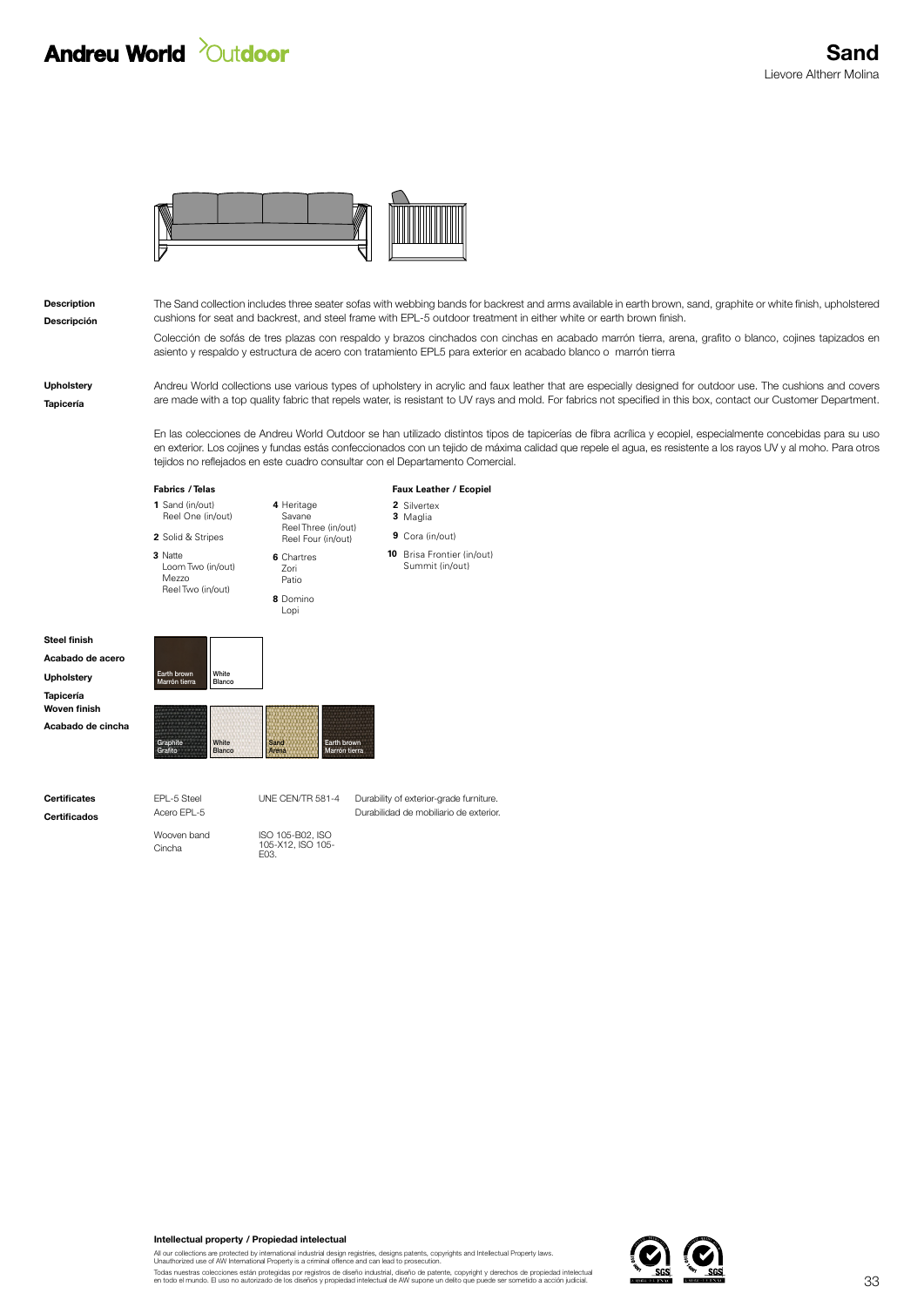# Andreu World Outdoor

## Sand

Lievore Altherr Molina

**Description**
**Descripción**

The Sand collection includes three seater sofas with webbing bands for backrest and arms available in earth brown, sand, graphite or white finish, upholstered cushions for seat and backrest, and steel frame with EPL-5 outdoor treatment in either white or earth brown finish.

Colección de sofás de tres plazas con respaldo y brazos cinchados con cinchas en acabado marrón tierra, arena, grafito o blanco, cojines tapizados en asiento y respaldo y estructura de acero con tratamiento EPL5 para exterior en acabado blanco o marrón tierra

**Upholstery**
**Tapicería**

Andreu World collections use various types of upholstery in acrylic and faux leather that are especially designed for outdoor use. The cushions and covers are made with a top quality fabric that repels water, is resistant to UV rays and mold. For fabrics not specified in this box, contact our Customer Department.

En las colecciones de Andreu World Outdoor se han utilizado distintos tipos de tapicerías de fibra acrílica y ecopiel, especialmente concebidas para su uso en exterior. Los cojines y fundas estás confeccionados con un tejido de máxima calidad que repele el agua, es resistente a los rayos UV y al moho. Para otros tejidos no reflejados en este cuadro consultar con el Departamento Comercial.

**Fabrics / Telas**

- **1** Sand (in/out), Reel One (in/out)
- **2** Solid & Stripes
- **3** Natte, Loom Two (in/out), Mezzo, Reel Two (in/out)
- **4** Heritage, Savane, Reel Three (in/out), Reel Four (in/out)
- **6** Chartres, Zori, Patio
- **8** Domino, Lopi

**Faux Leather / Ecopiel**

- **2** Silvertex
- **3** Maglia
- **9** Cora (in/out)
- **10** Brisa Frontier (in/out), Summit (in/out)

**Steel finish**
**Acabado de acero**

- Earth brown / Marrón tierra
- White / Blanco

**Upholstery**
**Tapicería**
**Woven finish**
**Acabado de cincha**

- Graphite / Grafito
- White / Blanco
- Sand / Arena
- Earth brown / Marrón tierra

**Certificates**
**Certificados**

| | | |
|---|---|---|
| EPL-5 Steel<br>Acero EPL-5 | UNE CEN/TR 581-4 | Durability of exterior-grade furniture.<br>Durabilidad de mobiliario de exterior. |
| Wooven band<br>Cincha | ISO 105-B02, ISO 105-X12, ISO 105-E03. | |

**Intellectual property / Propiedad intelectual**

All our collections are protected by international industrial design registries, designs patents, copyrights and Intellectual Property laws. Unauthorized use of AW International Property is a criminal offence and can lead to prosecution.

Todas nuestras colecciones están protegidas por registros de diseño industrial, diseño de patente, copyright y derechos de propiedad intelectual en todo el mundo. El uso no autorizado de los diseños y propiedad intelectual de AW supone un delito que puede ser sometido a acción judicial.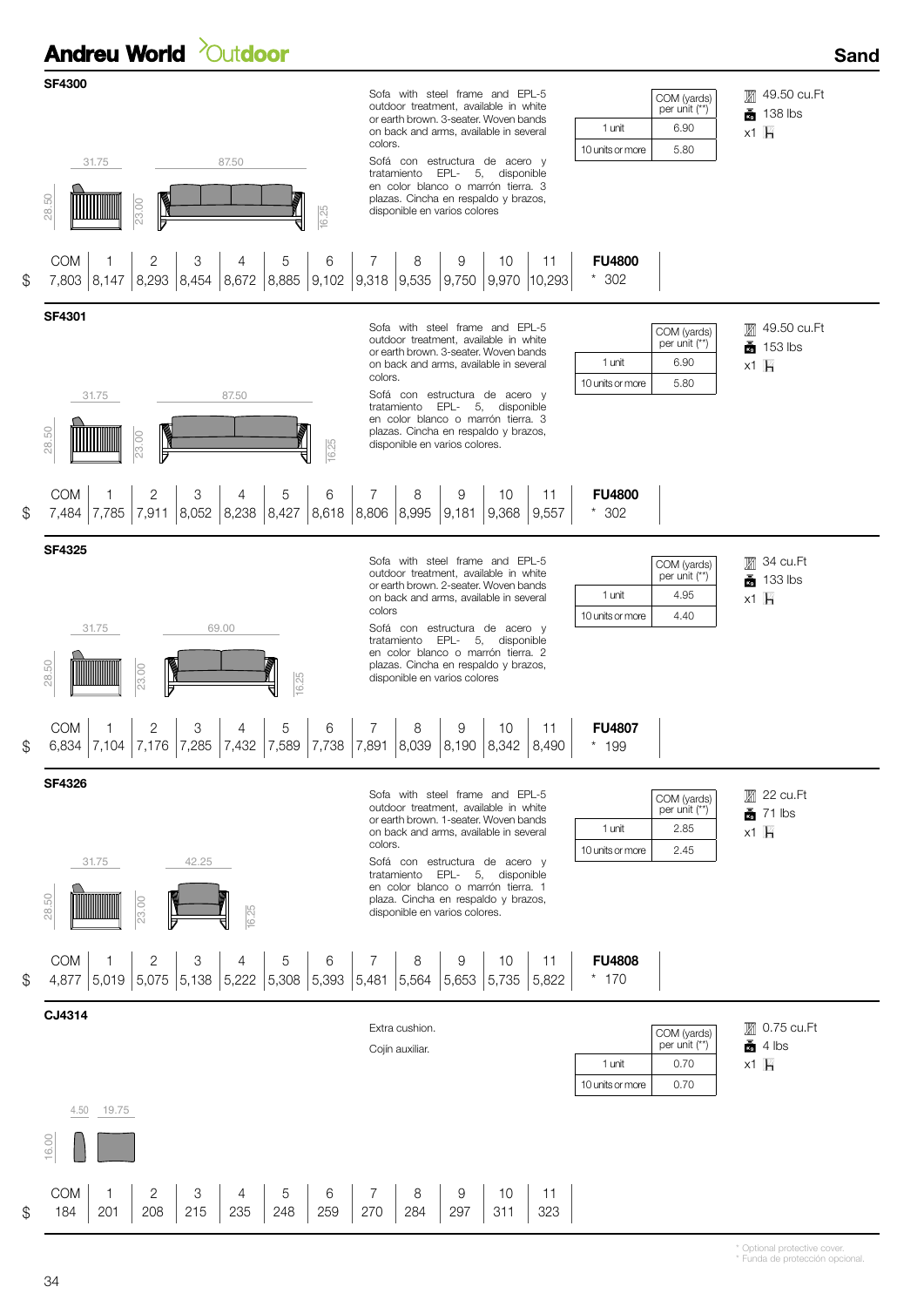Andreu World Outdoor

**Sand**

## SF4300

Sofa with steel frame and EPL-5 outdoor treatment, available in white or earth brown. 3-seater. Woven bands on back and arms, available in several colors.

Sofá con estructura de acero y tratamiento EPL- 5, disponible en color blanco o marrón tierra. 3 plazas. Cincha en respaldo y brazos, disponible en varios colores

| | COM (yards) per unit (**) |
|---|---|
| 1 unit | 6.90 |
| 10 units or more | 5.80 |

49.50 cu.Ft · 138 lbs · x1

31.75 · 87.50 · 28.50 · 23.00 · 16.25

| | COM | 1 | 2 | 3 | 4 | 5 | 6 | 7 | 8 | 9 | 10 | 11 | FU4800 |
|---|---|---|---|---|---|---|---|---|---|---|---|---|---|
| $ | 7,803 | 8,147 | 8,293 | 8,454 | 8,672 | 8,885 | 9,102 | 9,318 | 9,535 | 9,750 | 9,970 | 10,293 | * 302 |

## SF4301

Sofa with steel frame and EPL-5 outdoor treatment, available in white or earth brown. 3-seater. Woven bands on back and arms, available in several colors.

Sofá con estructura de acero y tratamiento EPL- 5, disponible en color blanco o marrón tierra. 3 plazas. Cincha en respaldo y brazos, disponible en varios colores.

| | COM (yards) per unit (**) |
|---|---|
| 1 unit | 6.90 |
| 10 units or more | 5.80 |

49.50 cu.Ft · 153 lbs · x1

31.75 · 87.50 · 28.50 · 23.00 · 16.25

| | COM | 1 | 2 | 3 | 4 | 5 | 6 | 7 | 8 | 9 | 10 | 11 | FU4800 |
|---|---|---|---|---|---|---|---|---|---|---|---|---|---|
| $ | 7,484 | 7,785 | 7,911 | 8,052 | 8,238 | 8,427 | 8,618 | 8,806 | 8,995 | 9,181 | 9,368 | 9,557 | * 302 |

## SF4325

Sofa with steel frame and EPL-5 outdoor treatment, available in white or earth brown. 2-seater. Woven bands on back and arms, available in several colors

Sofá con estructura de acero y tratamiento EPL- 5, disponible en color blanco o marrón tierra. 2 plazas. Cincha en respaldo y brazos, disponible en varios colores

| | COM (yards) per unit (**) |
|---|---|
| 1 unit | 4.95 |
| 10 units or more | 4.40 |

34 cu.Ft · 133 lbs · x1

31.75 · 69.00 · 28.50 · 23.00 · 16.25

| | COM | 1 | 2 | 3 | 4 | 5 | 6 | 7 | 8 | 9 | 10 | 11 | FU4807 |
|---|---|---|---|---|---|---|---|---|---|---|---|---|---|
| $ | 6,834 | 7,104 | 7,176 | 7,285 | 7,432 | 7,589 | 7,738 | 7,891 | 8,039 | 8,190 | 8,342 | 8,490 | * 199 |

## SF4326

Sofa with steel frame and EPL-5 outdoor treatment, available in white or earth brown. 1-seater. Woven bands on back and arms, available in several colors.

Sofá con estructura de acero y tratamiento EPL- 5, disponible en color blanco o marrón tierra. 1 plaza. Cincha en respaldo y brazos, disponible en varios colores.

| | COM (yards) per unit (**) |
|---|---|
| 1 unit | 2.85 |
| 10 units or more | 2.45 |

22 cu.Ft · 71 lbs · x1

31.75 · 42.25 · 28.50 · 23.00 · 16.25

| | COM | 1 | 2 | 3 | 4 | 5 | 6 | 7 | 8 | 9 | 10 | 11 | FU4808 |
|---|---|---|---|---|---|---|---|---|---|---|---|---|---|
| $ | 4,877 | 5,019 | 5,075 | 5,138 | 5,222 | 5,308 | 5,393 | 5,481 | 5,564 | 5,653 | 5,735 | 5,822 | * 170 |

## CJ4314

Extra cushion.

Cojín auxiliar.

| | COM (yards) per unit (**) |
|---|---|
| 1 unit | 0.70 |
| 10 units or more | 0.70 |

0.75 cu.Ft · 4 lbs · x1

4.50 · 19.75 · 16.00

| | COM | 1 | 2 | 3 | 4 | 5 | 6 | 7 | 8 | 9 | 10 | 11 |
|---|---|---|---|---|---|---|---|---|---|---|---|---|
| $ | 184 | 201 | 208 | 215 | 235 | 248 | 259 | 270 | 284 | 297 | 311 | 323 |

\* Optional protective cover.
\* Funda de protección opcional.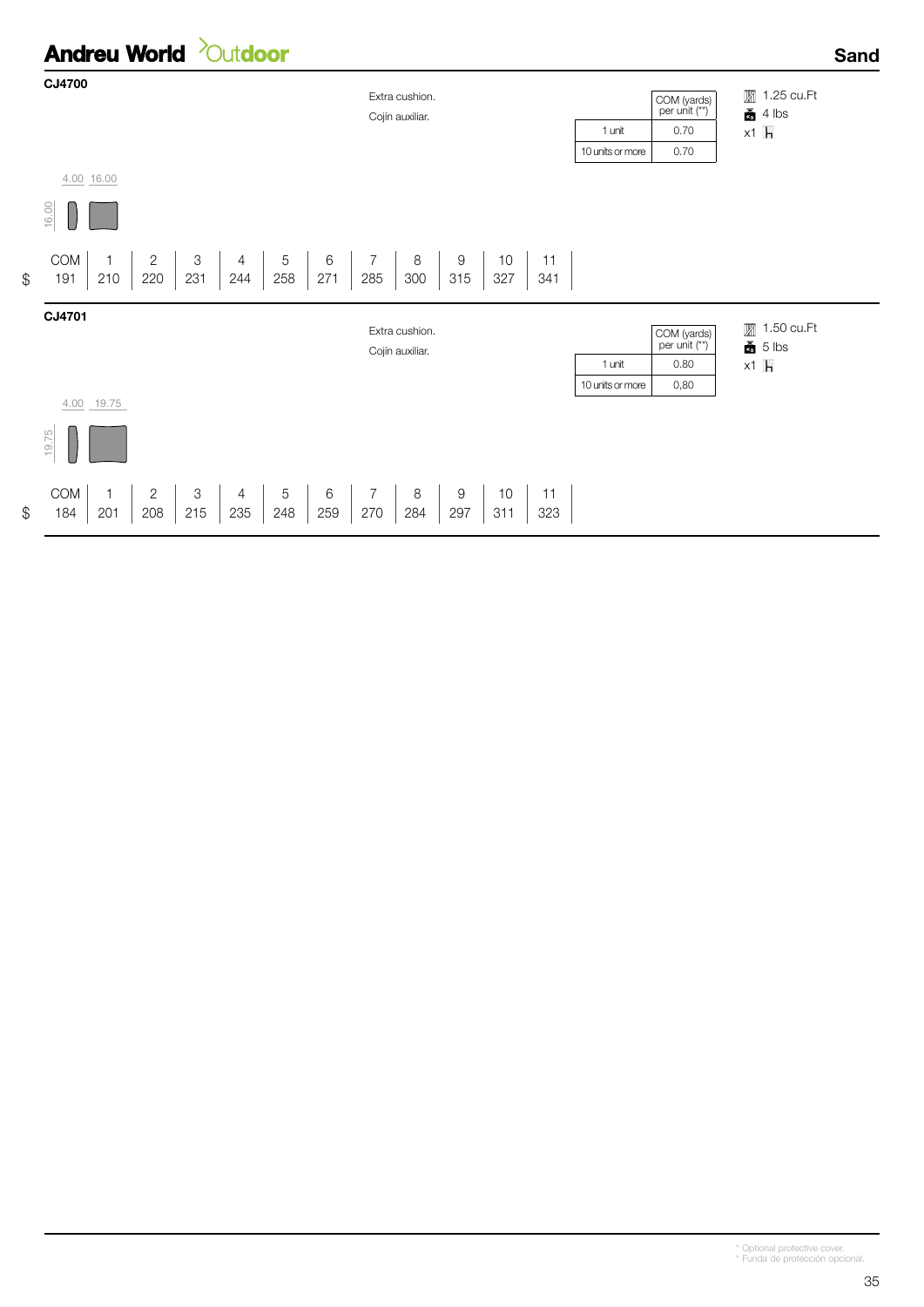## CJ4700

Extra cushion.
Cojín auxiliar.

| | COM (yards) per unit (**) |
|---|---|
| 1 unit | 0.70 |
| 10 units or more | 0.70 |

1.25 cu.Ft
4 lbs
x1

4.00 16.00
16.00

| | COM | 1 | 2 | 3 | 4 | 5 | 6 | 7 | 8 | 9 | 10 | 11 |
|---|---|---|---|---|---|---|---|---|---|---|---|---|
| $ | 191 | 210 | 220 | 231 | 244 | 258 | 271 | 285 | 300 | 315 | 327 | 341 |

## CJ4701

Extra cushion.
Cojín auxiliar.

| | COM (yards) per unit (**) |
|---|---|
| 1 unit | 0.80 |
| 10 units or more | 0,80 |

1.50 cu.Ft
5 lbs
x1

4.00 19.75
19.75

| | COM | 1 | 2 | 3 | 4 | 5 | 6 | 7 | 8 | 9 | 10 | 11 |
|---|---|---|---|---|---|---|---|---|---|---|---|---|
| $ | 184 | 201 | 208 | 215 | 235 | 248 | 259 | 270 | 284 | 297 | 311 | 323 |

* Optional protective cover.
* Funda de protección opcional.